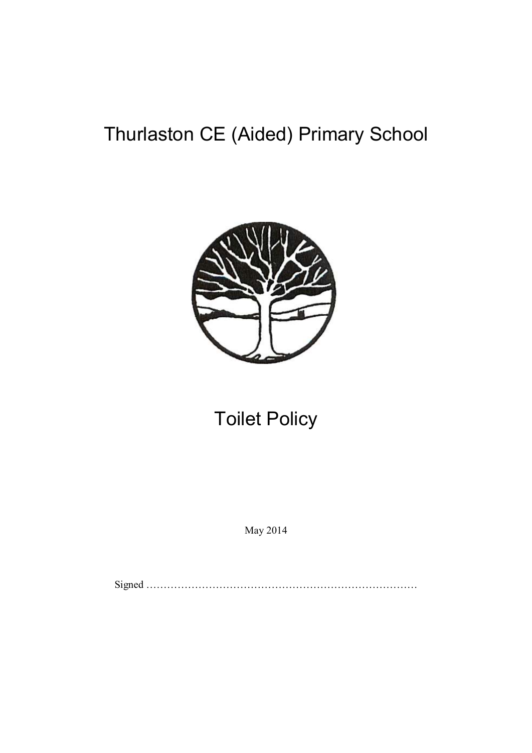# Thurlaston CE (Aided) Primary School

# Toilet Policy

May 2014

Signed ……………………………………………………………………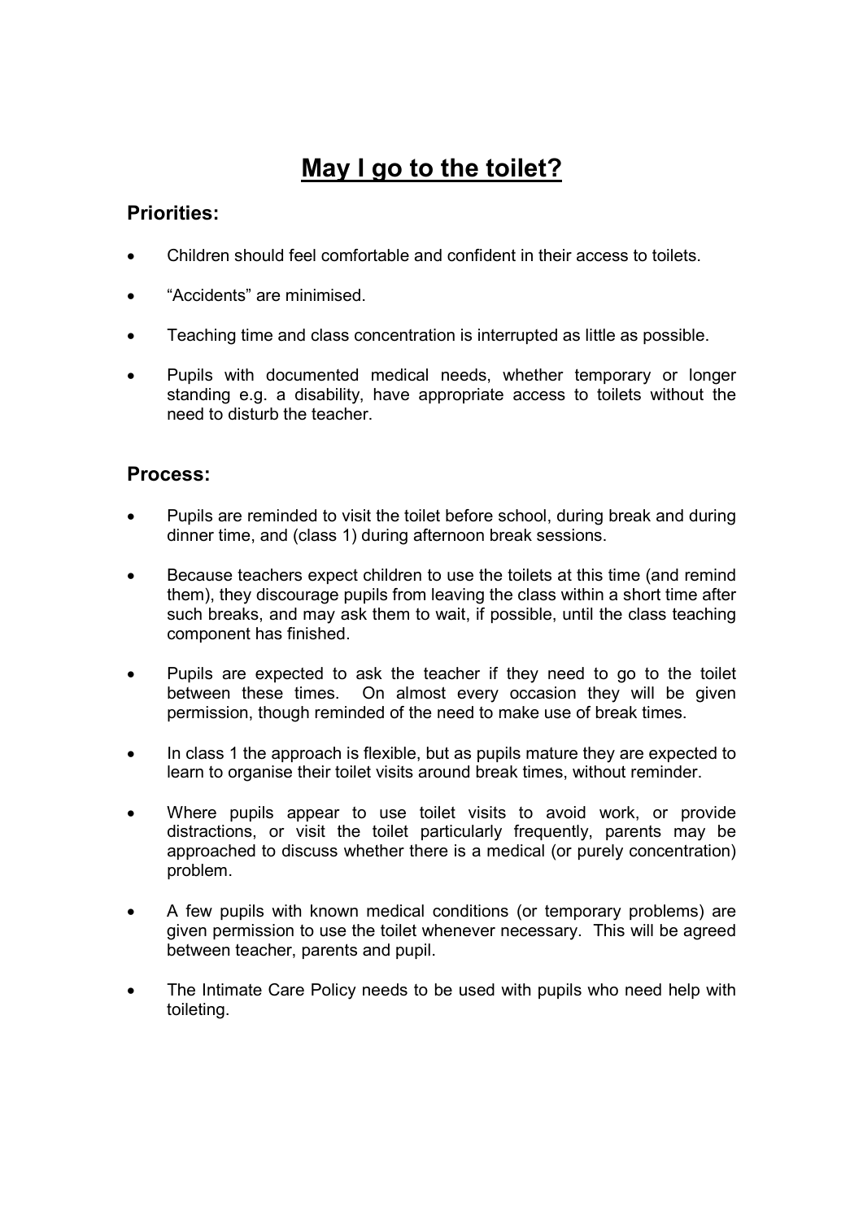# May I go to the toilet?

## Priorities:

- Children should feel comfortable and confident in their access to toilets.
- "Accidents" are minimised.
- Teaching time and class concentration is interrupted as little as possible.
- Pupils with documented medical needs, whether temporary or longer standing e.g. a disability, have appropriate access to toilets without the need to disturb the teacher.

## Process:

- Pupils are reminded to visit the toilet before school, during break and during dinner time, and (class 1) during afternoon break sessions.
- Because teachers expect children to use the toilets at this time (and remind them), they discourage pupils from leaving the class within a short time after such breaks, and may ask them to wait, if possible, until the class teaching component has finished.
- Pupils are expected to ask the teacher if they need to go to the toilet between these times. On almost every occasion they will be given permission, though reminded of the need to make use of break times.
- In class 1 the approach is flexible, but as pupils mature they are expected to learn to organise their toilet visits around break times, without reminder.
- Where pupils appear to use toilet visits to avoid work, or provide distractions, or visit the toilet particularly frequently, parents may be approached to discuss whether there is a medical (or purely concentration) problem.
- A few pupils with known medical conditions (or temporary problems) are given permission to use the toilet whenever necessary. This will be agreed between teacher, parents and pupil.
- The Intimate Care Policy needs to be used with pupils who need help with toileting.